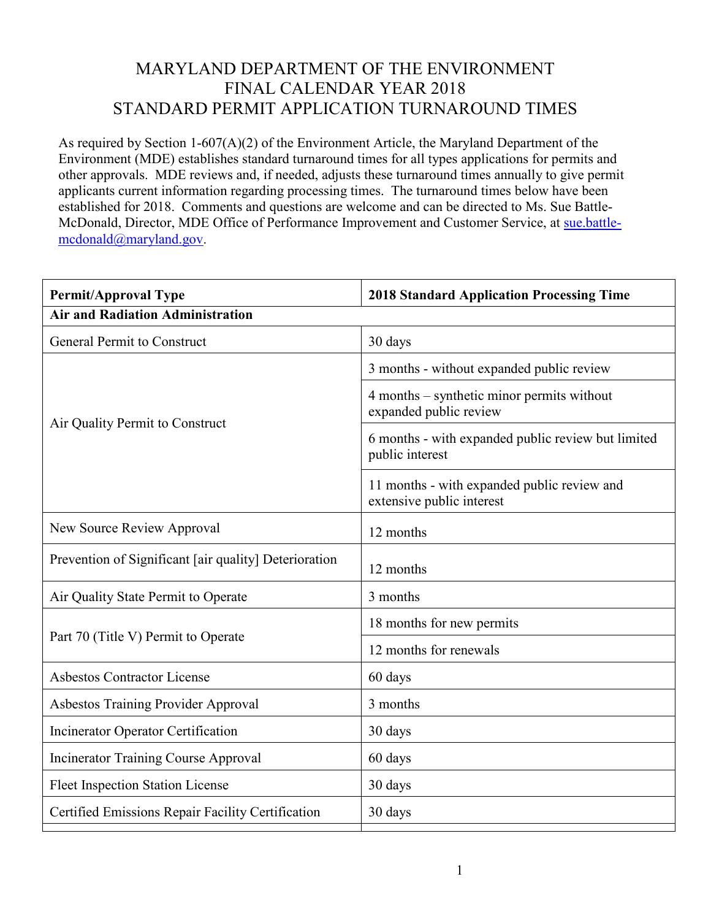# MARYLAND DEPARTMENT OF THE ENVIRONMENT
# FINAL CALENDAR YEAR 2018
# STANDARD PERMIT APPLICATION TURNAROUND TIMES

As required by Section 1-607(A)(2) of the Environment Article, the Maryland Department of the Environment (MDE) establishes standard turnaround times for all types applications for permits and other approvals. MDE reviews and, if needed, adjusts these turnaround times annually to give permit applicants current information regarding processing times. The turnaround times below have been established for 2018. Comments and questions are welcome and can be directed to Ms. Sue Battle-McDonald, Director, MDE Office of Performance Improvement and Customer Service, at sue.battle-mcdonald@maryland.gov.

| Permit/Approval Type | 2018 Standard Application Processing Time |
|---|---|
| **Air and Radiation Administration** | |
| General Permit to Construct | 30 days |
| Air Quality Permit to Construct | 3 months - without expanded public review |
| | 4 months – synthetic minor permits without expanded public review |
| | 6 months - with expanded public review but limited public interest |
| | 11 months - with expanded public review and extensive public interest |
| New Source Review Approval | 12 months |
| Prevention of Significant [air quality] Deterioration | 12 months |
| Air Quality State Permit to Operate | 3 months |
| Part 70 (Title V) Permit to Operate | 18 months for new permits |
| | 12 months for renewals |
| Asbestos Contractor License | 60 days |
| Asbestos Training Provider Approval | 3 months |
| Incinerator Operator Certification | 30 days |
| Incinerator Training Course Approval | 60 days |
| Fleet Inspection Station License | 30 days |
| Certified Emissions Repair Facility Certification | 30 days |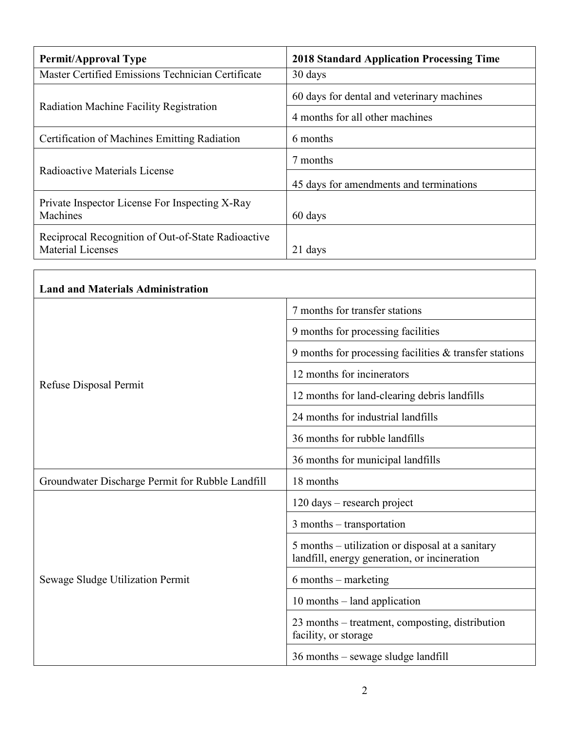| Permit/Approval Type | 2018 Standard Application Processing Time |
|---|---|
| Master Certified Emissions Technician Certificate | 30 days |
| Radiation Machine Facility Registration | 60 days for dental and veterinary machines |
| | 4 months for all other machines |
| Certification of Machines Emitting Radiation | 6 months |
| Radioactive Materials License | 7 months |
| | 45 days for amendments and terminations |
| Private Inspector License For Inspecting X-Ray Machines | 60 days |
| Reciprocal Recognition of Out-of-State Radioactive Material Licenses | 21 days |

| Land and Materials Administration | |
|---|---|
| Refuse Disposal Permit | 7 months for transfer stations |
| | 9 months for processing facilities |
| | 9 months for processing facilities & transfer stations |
| | 12 months for incinerators |
| | 12 months for land-clearing debris landfills |
| | 24 months for industrial landfills |
| | 36 months for rubble landfills |
| | 36 months for municipal landfills |
| Groundwater Discharge Permit for Rubble Landfill | 18 months |
| Sewage Sludge Utilization Permit | 120 days – research project |
| | 3 months – transportation |
| | 5 months – utilization or disposal at a sanitary landfill, energy generation, or incineration |
| | 6 months – marketing |
| | 10 months – land application |
| | 23 months – treatment, composting, distribution facility, or storage |
| | 36 months – sewage sludge landfill |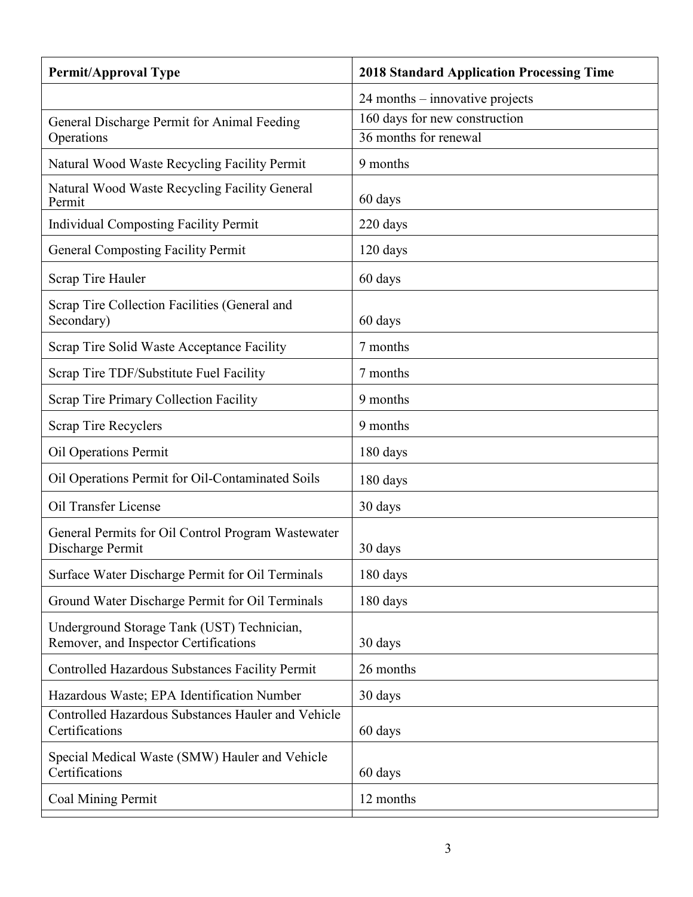| Permit/Approval Type | 2018 Standard Application Processing Time |
|---|---|
| | 24 months – innovative projects |
| General Discharge Permit for Animal Feeding Operations | 160 days for new construction |
| | 36 months for renewal |
| Natural Wood Waste Recycling Facility Permit | 9 months |
| Natural Wood Waste Recycling Facility General Permit | 60 days |
| Individual Composting Facility Permit | 220 days |
| General Composting Facility Permit | 120 days |
| Scrap Tire Hauler | 60 days |
| Scrap Tire Collection Facilities (General and Secondary) | 60 days |
| Scrap Tire Solid Waste Acceptance Facility | 7 months |
| Scrap Tire TDF/Substitute Fuel Facility | 7 months |
| Scrap Tire Primary Collection Facility | 9 months |
| Scrap Tire Recyclers | 9 months |
| Oil Operations Permit | 180 days |
| Oil Operations Permit for Oil-Contaminated Soils | 180 days |
| Oil Transfer License | 30 days |
| General Permits for Oil Control Program Wastewater Discharge Permit | 30 days |
| Surface Water Discharge Permit for Oil Terminals | 180 days |
| Ground Water Discharge Permit for Oil Terminals | 180 days |
| Underground Storage Tank (UST) Technician, Remover, and Inspector Certifications | 30 days |
| Controlled Hazardous Substances Facility Permit | 26 months |
| Hazardous Waste; EPA Identification Number | 30 days |
| Controlled Hazardous Substances Hauler and Vehicle Certifications | 60 days |
| Special Medical Waste (SMW) Hauler and Vehicle Certifications | 60 days |
| Coal Mining Permit | 12 months |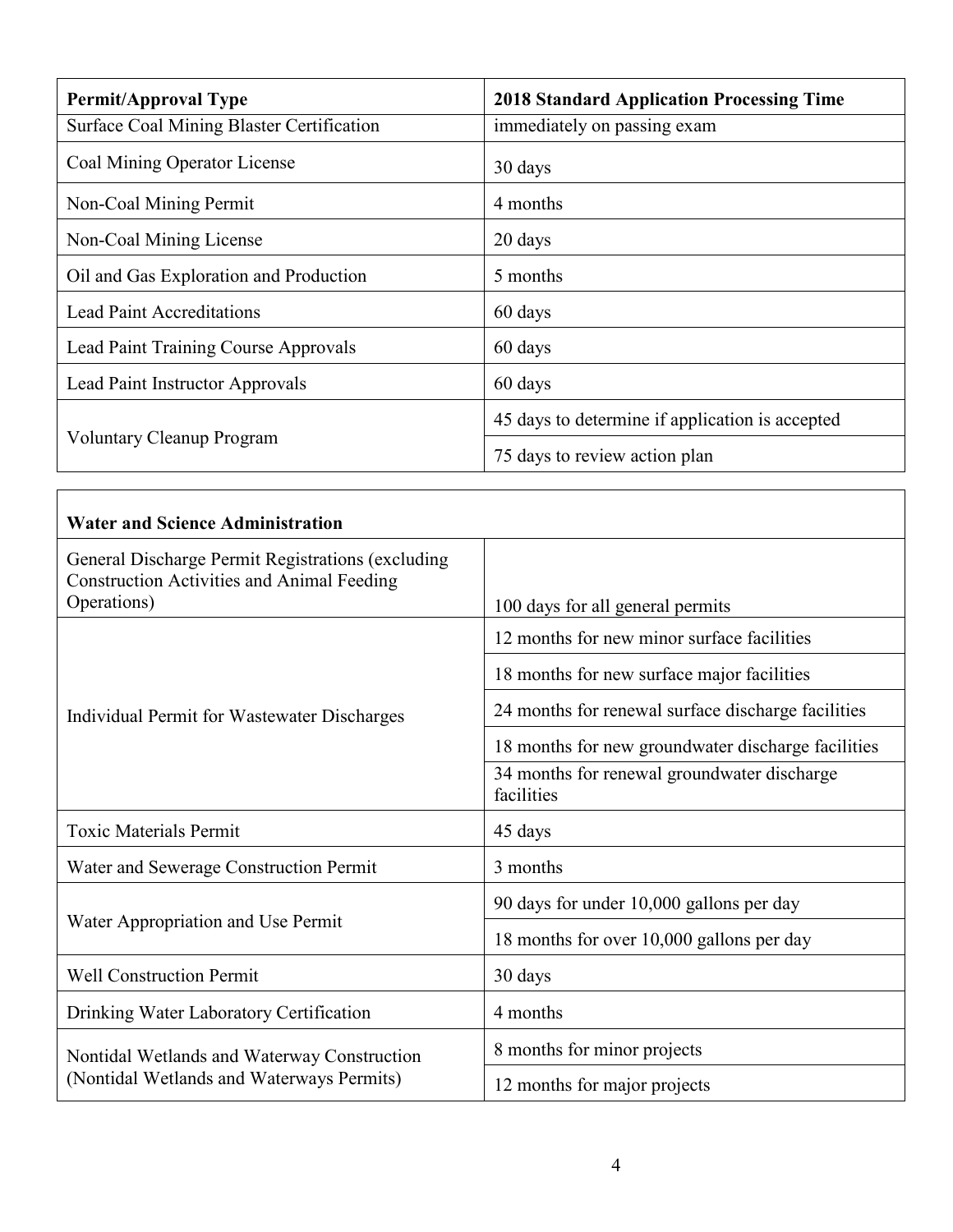| Permit/Approval Type | 2018 Standard Application Processing Time |
|---|---|
| Surface Coal Mining Blaster Certification | immediately on passing exam |
| Coal Mining Operator License | 30 days |
| Non-Coal Mining Permit | 4 months |
| Non-Coal Mining License | 20 days |
| Oil and Gas Exploration and Production | 5 months |
| Lead Paint Accreditations | 60 days |
| Lead Paint Training Course Approvals | 60 days |
| Lead Paint Instructor Approvals | 60 days |
| Voluntary Cleanup Program | 45 days to determine if application is accepted |
| | 75 days to review action plan |

| **Water and Science Administration** | |
|---|---|
| General Discharge Permit Registrations (excluding Construction Activities and Animal Feeding Operations) | 100 days for all general permits |
| Individual Permit for Wastewater Discharges | 12 months for new minor surface facilities |
| | 18 months for new surface major facilities |
| | 24 months for renewal surface discharge facilities |
| | 18 months for new groundwater discharge facilities |
| | 34 months for renewal groundwater discharge facilities |
| Toxic Materials Permit | 45 days |
| Water and Sewerage Construction Permit | 3 months |
| Water Appropriation and Use Permit | 90 days for under 10,000 gallons per day |
| | 18 months for over 10,000 gallons per day |
| Well Construction Permit | 30 days |
| Drinking Water Laboratory Certification | 4 months |
| Nontidal Wetlands and Waterway Construction (Nontidal Wetlands and Waterways Permits) | 8 months for minor projects |
| | 12 months for major projects |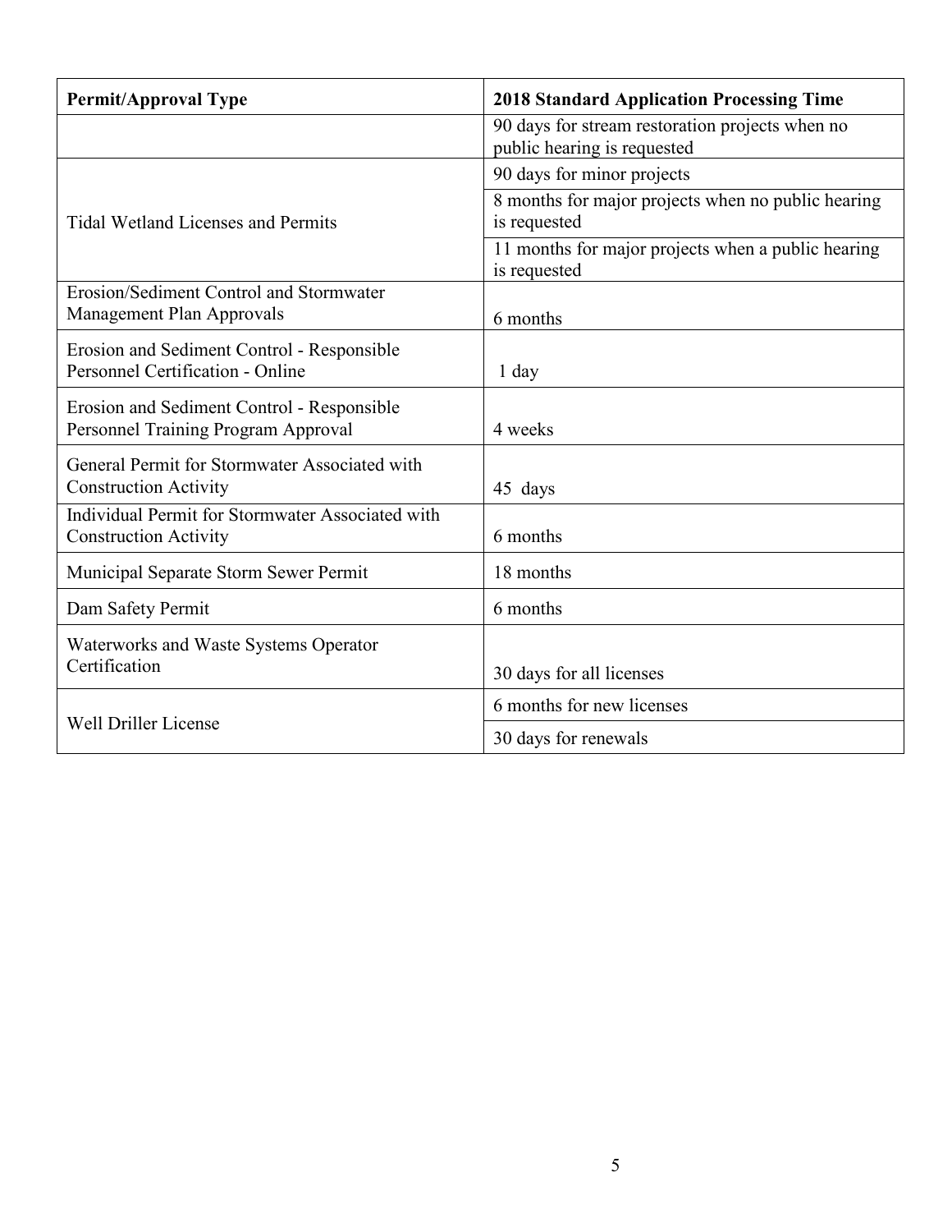| Permit/Approval Type | 2018 Standard Application Processing Time |
| --- | --- |
| | 90 days for stream restoration projects when no public hearing is requested |
| Tidal Wetland Licenses and Permits | 90 days for minor projects |
| | 8 months for major projects when no public hearing is requested |
| | 11 months for major projects when a public hearing is requested |
| Erosion/Sediment Control and Stormwater Management Plan Approvals | 6 months |
| Erosion and Sediment Control - Responsible Personnel Certification - Online | 1 day |
| Erosion and Sediment Control - Responsible Personnel Training Program Approval | 4 weeks |
| General Permit for Stormwater Associated with Construction Activity | 45 days |
| Individual Permit for Stormwater Associated with Construction Activity | 6 months |
| Municipal Separate Storm Sewer Permit | 18 months |
| Dam Safety Permit | 6 months |
| Waterworks and Waste Systems Operator Certification | 30 days for all licenses |
| Well Driller License | 6 months for new licenses |
| | 30 days for renewals |